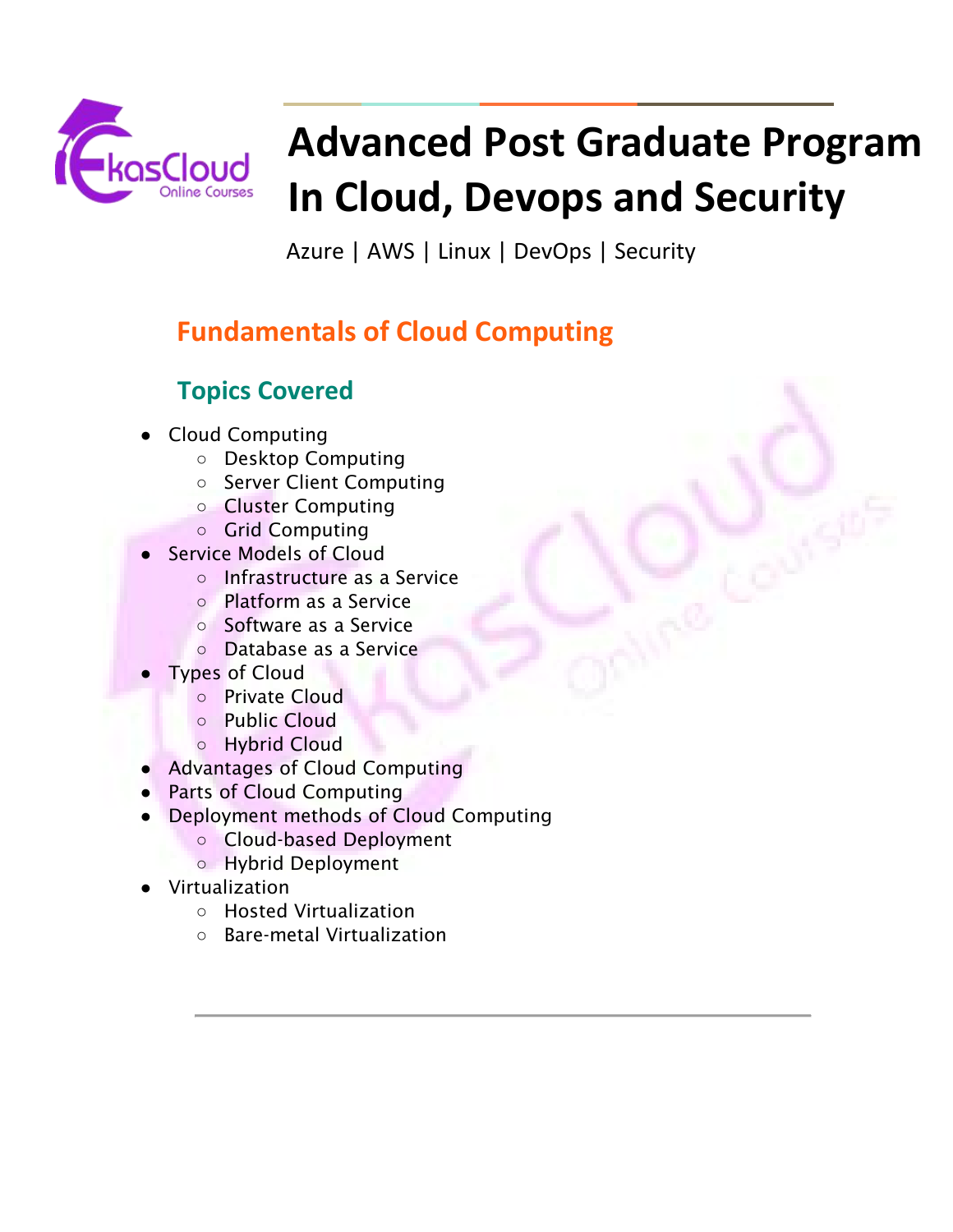# Advanced Post Graduate Program In Cloud, Devops and Security

Azure | AWS | Linux | DevOps | Security

## Fundamentals of Cloud Computing

### Topics Covered

- Cloud Computing
  - Desktop Computing
  - Server Client Computing
  - Cluster Computing
  - Grid Computing
- Service Models of Cloud
  - Infrastructure as a Service
  - Platform as a Service
  - Software as a Service
  - Database as a Service
- Types of Cloud
  - Private Cloud
  - Public Cloud
  - Hybrid Cloud
- Advantages of Cloud Computing
- Parts of Cloud Computing
- Deployment methods of Cloud Computing
  - Cloud-based Deployment
  - Hybrid Deployment
- Virtualization
  - Hosted Virtualization
  - Bare-metal Virtualization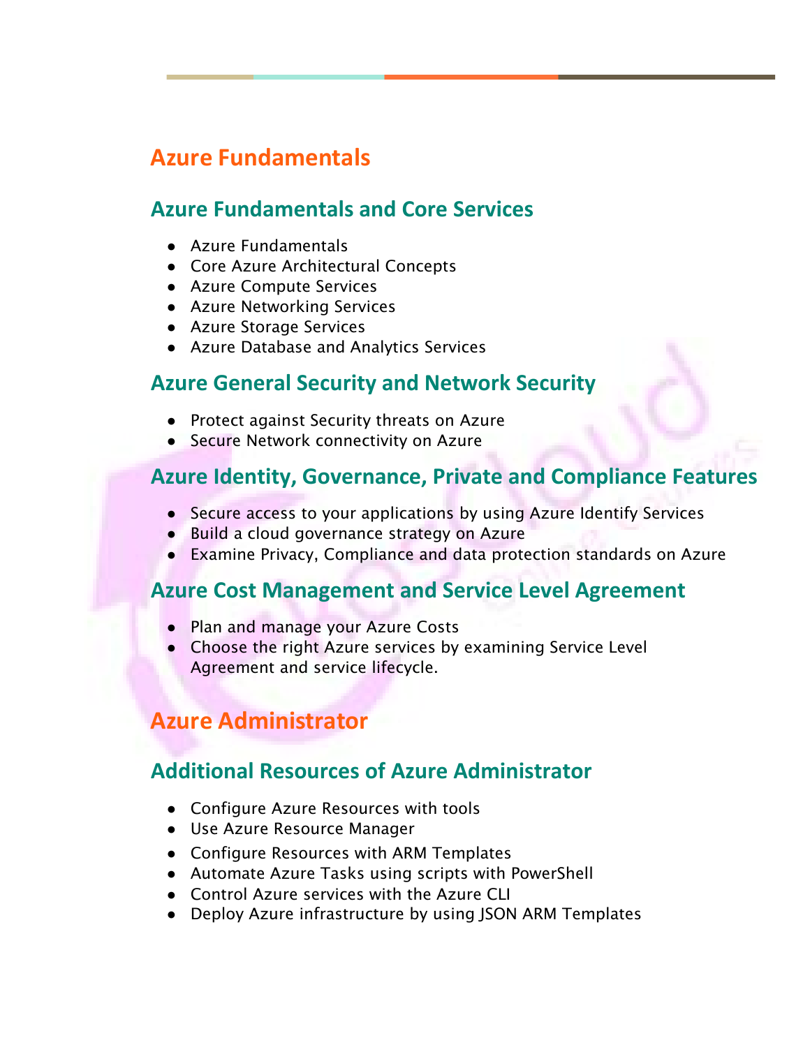# Azure Fundamentals

## Azure Fundamentals and Core Services

- Azure Fundamentals
- Core Azure Architectural Concepts
- Azure Compute Services
- Azure Networking Services
- Azure Storage Services
- Azure Database and Analytics Services

## Azure General Security and Network Security

- Protect against Security threats on Azure
- Secure Network connectivity on Azure

## Azure Identity, Governance, Private and Compliance Features

- Secure access to your applications by using Azure Identify Services
- Build a cloud governance strategy on Azure
- Examine Privacy, Compliance and data protection standards on Azure

## Azure Cost Management and Service Level Agreement

- Plan and manage your Azure Costs
- Choose the right Azure services by examining Service Level Agreement and service lifecycle.

# Azure Administrator

## Additional Resources of Azure Administrator

- Configure Azure Resources with tools
- Use Azure Resource Manager
- Configure Resources with ARM Templates
- Automate Azure Tasks using scripts with PowerShell
- Control Azure services with the Azure CLI
- Deploy Azure infrastructure by using JSON ARM Templates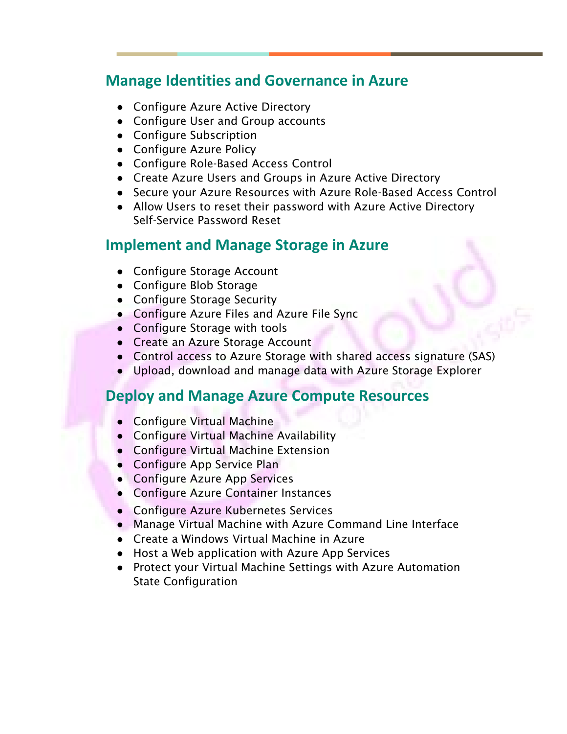## Manage Identities and Governance in Azure

- Configure Azure Active Directory
- Configure User and Group accounts
- Configure Subscription
- Configure Azure Policy
- Configure Role-Based Access Control
- Create Azure Users and Groups in Azure Active Directory
- Secure your Azure Resources with Azure Role-Based Access Control
- Allow Users to reset their password with Azure Active Directory Self-Service Password Reset

## Implement and Manage Storage in Azure

- Configure Storage Account
- Configure Blob Storage
- Configure Storage Security
- Configure Azure Files and Azure File Sync
- Configure Storage with tools
- Create an Azure Storage Account
- Control access to Azure Storage with shared access signature (SAS)
- Upload, download and manage data with Azure Storage Explorer

## Deploy and Manage Azure Compute Resources

- Configure Virtual Machine
- Configure Virtual Machine Availability
- Configure Virtual Machine Extension
- Configure App Service Plan
- Configure Azure App Services
- Configure Azure Container Instances
- Configure Azure Kubernetes Services
- Manage Virtual Machine with Azure Command Line Interface
- Create a Windows Virtual Machine in Azure
- Host a Web application with Azure App Services
- Protect your Virtual Machine Settings with Azure Automation State Configuration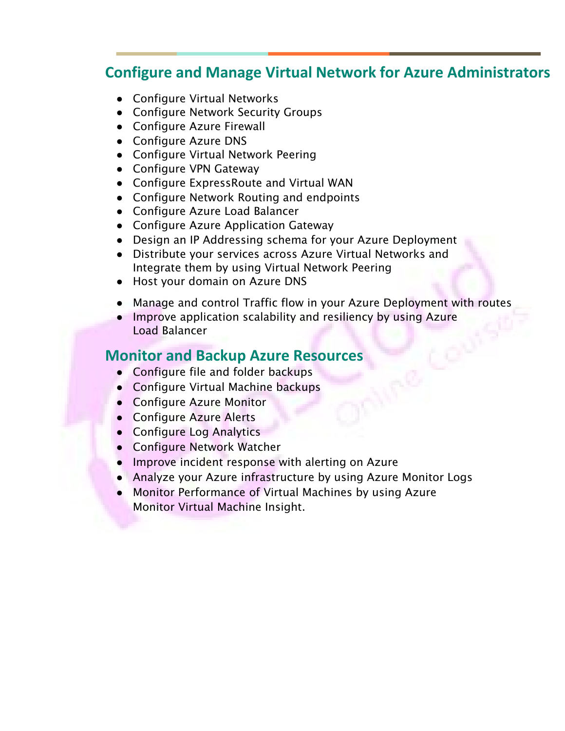## Configure and Manage Virtual Network for Azure Administrators

- Configure Virtual Networks
- Configure Network Security Groups
- Configure Azure Firewall
- Configure Azure DNS
- Configure Virtual Network Peering
- Configure VPN Gateway
- Configure ExpressRoute and Virtual WAN
- Configure Network Routing and endpoints
- Configure Azure Load Balancer
- Configure Azure Application Gateway
- Design an IP Addressing schema for your Azure Deployment
- Distribute your services across Azure Virtual Networks and Integrate them by using Virtual Network Peering
- Host your domain on Azure DNS
- Manage and control Traffic flow in your Azure Deployment with routes
- Improve application scalability and resiliency by using Azure Load Balancer

## Monitor and Backup Azure Resources

- Configure file and folder backups
- Configure Virtual Machine backups
- Configure Azure Monitor
- Configure Azure Alerts
- Configure Log Analytics
- Configure Network Watcher
- Improve incident response with alerting on Azure
- Analyze your Azure infrastructure by using Azure Monitor Logs
- Monitor Performance of Virtual Machines by using Azure Monitor Virtual Machine Insight.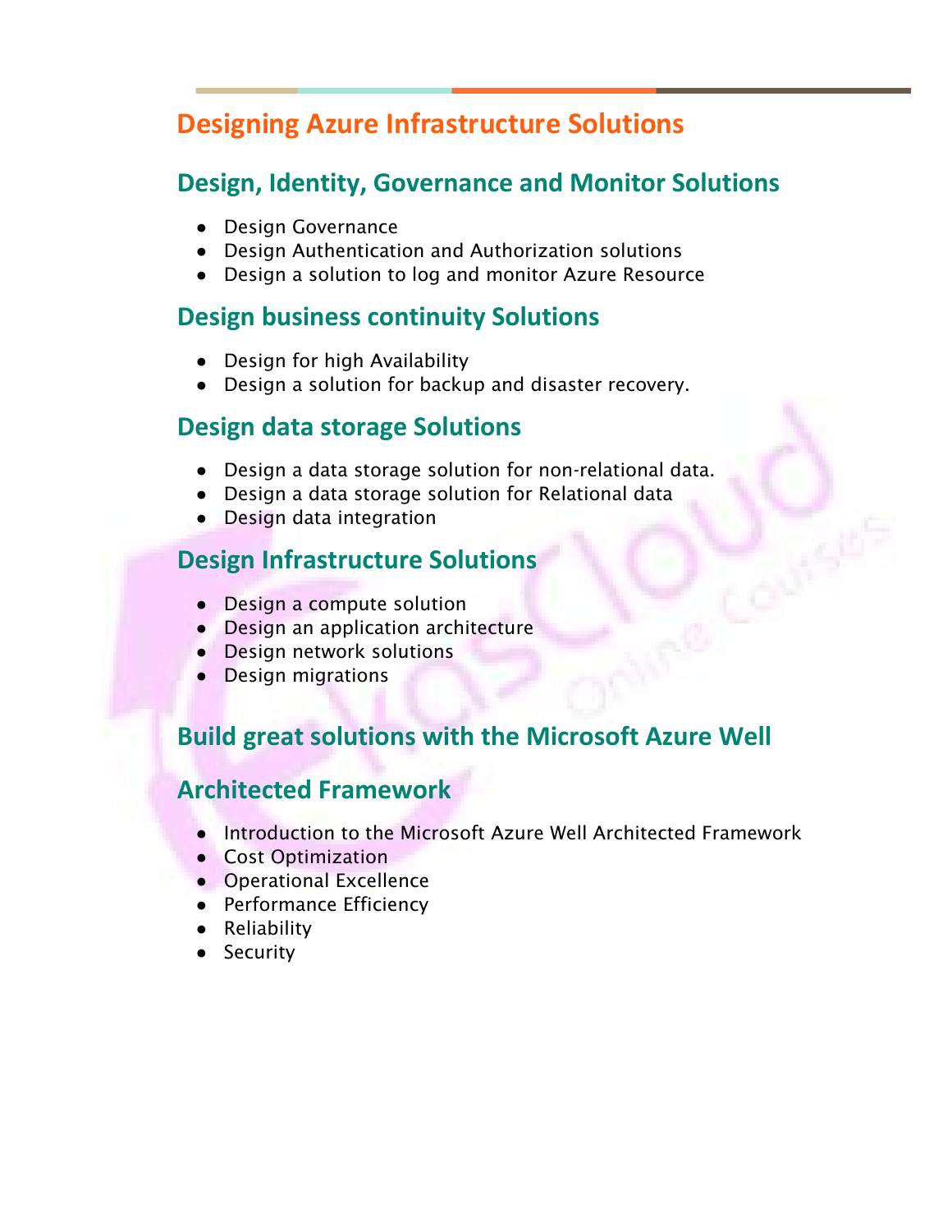# Designing Azure Infrastructure Solutions

## Design, Identity, Governance and Monitor Solutions

- Design Governance
- Design Authentication and Authorization solutions
- Design a solution to log and monitor Azure Resource

## Design business continuity Solutions

- Design for high Availability
- Design a solution for backup and disaster recovery.

## Design data storage Solutions

- Design a data storage solution for non-relational data.
- Design a data storage solution for Relational data
- Design data integration

## Design Infrastructure Solutions

- Design a compute solution
- Design an application architecture
- Design network solutions
- Design migrations

## Build great solutions with the Microsoft Azure Well Architected Framework

- Introduction to the Microsoft Azure Well Architected Framework
- Cost Optimization
- Operational Excellence
- Performance Efficiency
- Reliability
- Security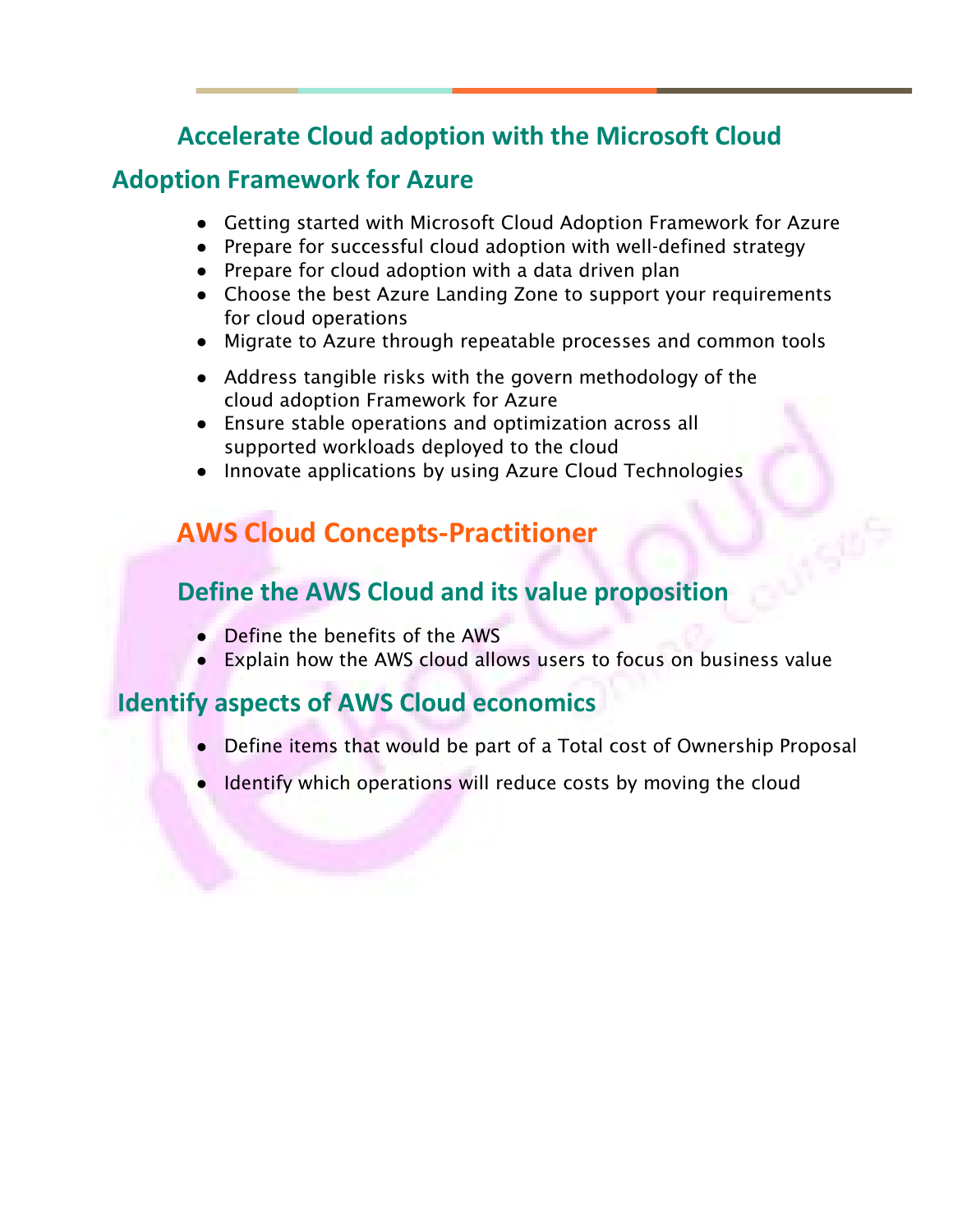## Accelerate Cloud adoption with the Microsoft Cloud Adoption Framework for Azure

- Getting started with Microsoft Cloud Adoption Framework for Azure
- Prepare for successful cloud adoption with well-defined strategy
- Prepare for cloud adoption with a data driven plan
- Choose the best Azure Landing Zone to support your requirements for cloud operations
- Migrate to Azure through repeatable processes and common tools
- Address tangible risks with the govern methodology of the cloud adoption Framework for Azure
- Ensure stable operations and optimization across all supported workloads deployed to the cloud
- Innovate applications by using Azure Cloud Technologies

# AWS Cloud Concepts-Practitioner

## Define the AWS Cloud and its value proposition

- Define the benefits of the AWS
- Explain how the AWS cloud allows users to focus on business value

## Identify aspects of AWS Cloud economics

- Define items that would be part of a Total cost of Ownership Proposal
- Identify which operations will reduce costs by moving the cloud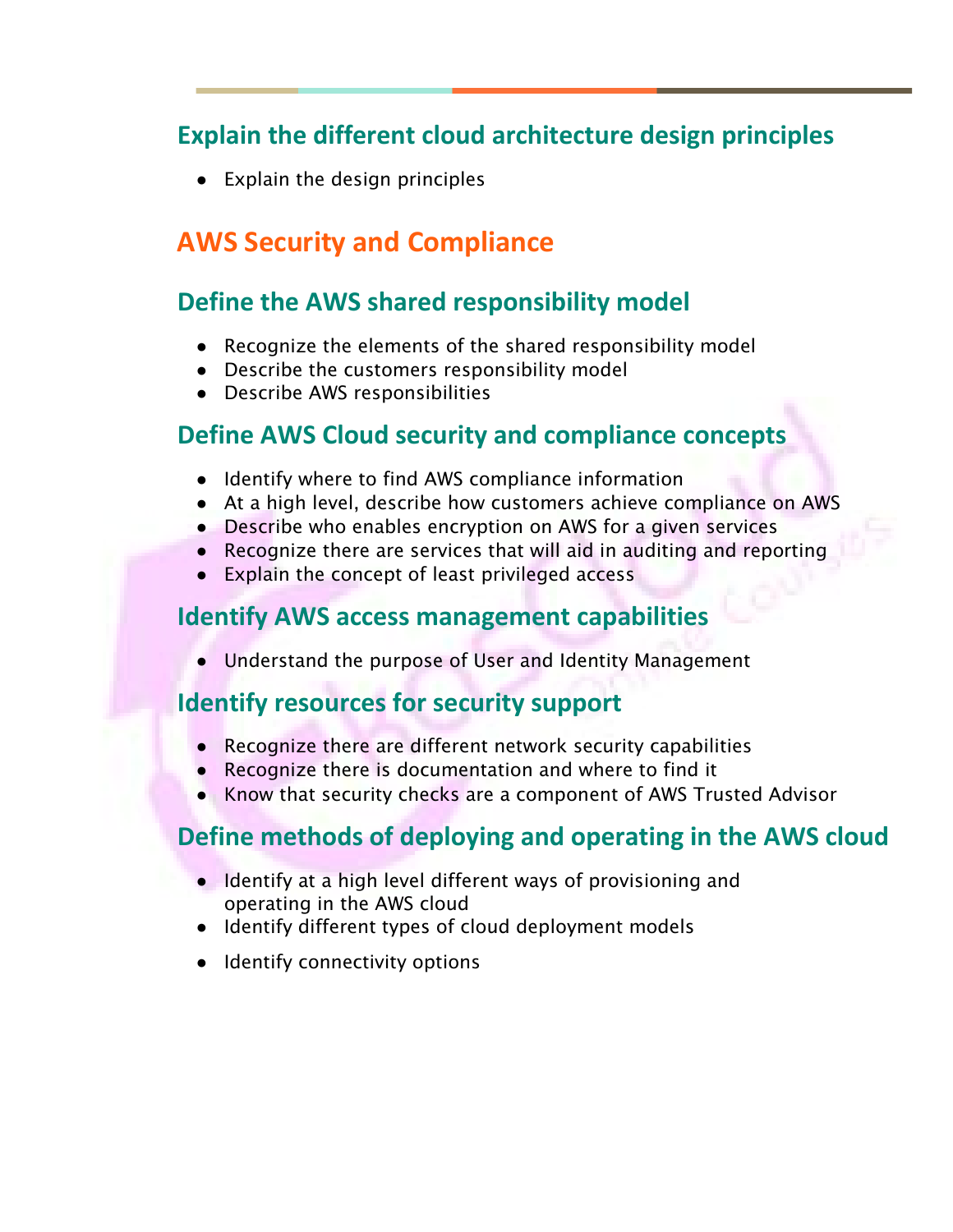### Explain the different cloud architecture design principles

- Explain the design principles

## AWS Security and Compliance

### Define the AWS shared responsibility model

- Recognize the elements of the shared responsibility model
- Describe the customers responsibility model
- Describe AWS responsibilities

### Define AWS Cloud security and compliance concepts

- Identify where to find AWS compliance information
- At a high level, describe how customers achieve compliance on AWS
- Describe who enables encryption on AWS for a given services
- Recognize there are services that will aid in auditing and reporting
- Explain the concept of least privileged access

### Identify AWS access management capabilities

- Understand the purpose of User and Identity Management

### Identify resources for security support

- Recognize there are different network security capabilities
- Recognize there is documentation and where to find it
- Know that security checks are a component of AWS Trusted Advisor

### Define methods of deploying and operating in the AWS cloud

- Identify at a high level different ways of provisioning and operating in the AWS cloud
- Identify different types of cloud deployment models
- Identify connectivity options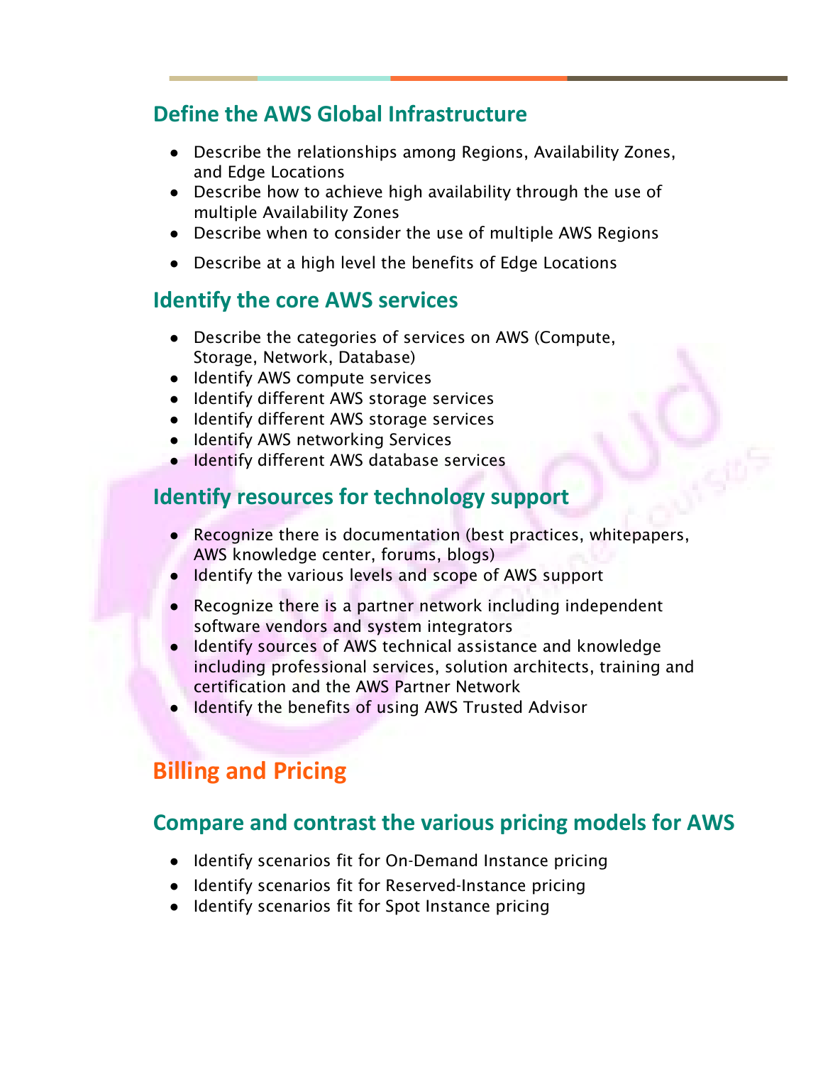## Define the AWS Global Infrastructure

- Describe the relationships among Regions, Availability Zones, and Edge Locations
- Describe how to achieve high availability through the use of multiple Availability Zones
- Describe when to consider the use of multiple AWS Regions
- Describe at a high level the benefits of Edge Locations

## Identify the core AWS services

- Describe the categories of services on AWS (Compute, Storage, Network, Database)
- Identify AWS compute services
- Identify different AWS storage services
- Identify different AWS storage services
- Identify AWS networking Services
- Identify different AWS database services

## Identify resources for technology support

- Recognize there is documentation (best practices, whitepapers, AWS knowledge center, forums, blogs)
- Identify the various levels and scope of AWS support
- Recognize there is a partner network including independent software vendors and system integrators
- Identify sources of AWS technical assistance and knowledge including professional services, solution architects, training and certification and the AWS Partner Network
- Identify the benefits of using AWS Trusted Advisor

# Billing and Pricing

## Compare and contrast the various pricing models for AWS

- Identify scenarios fit for On-Demand Instance pricing
- Identify scenarios fit for Reserved-Instance pricing
- Identify scenarios fit for Spot Instance pricing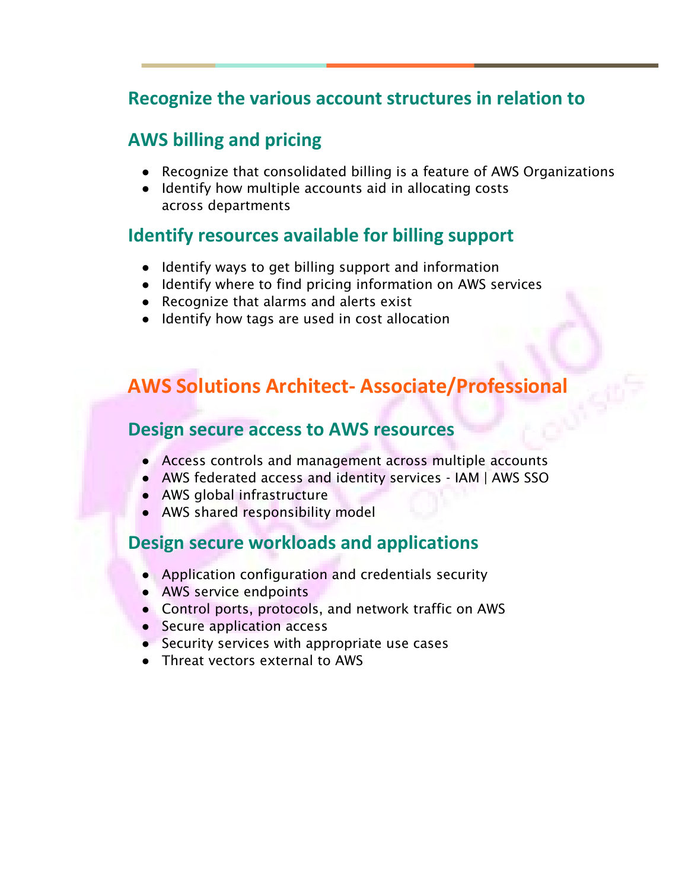### Recognize the various account structures in relation to

### AWS billing and pricing

- Recognize that consolidated billing is a feature of AWS Organizations
- Identify how multiple accounts aid in allocating costs across departments

### Identify resources available for billing support

- Identify ways to get billing support and information
- Identify where to find pricing information on AWS services
- Recognize that alarms and alerts exist
- Identify how tags are used in cost allocation

## AWS Solutions Architect- Associate/Professional

### Design secure access to AWS resources

- Access controls and management across multiple accounts
- AWS federated access and identity services - IAM | AWS SSO
- AWS global infrastructure
- AWS shared responsibility model

### Design secure workloads and applications

- Application configuration and credentials security
- AWS service endpoints
- Control ports, protocols, and network traffic on AWS
- Secure application access
- Security services with appropriate use cases
- Threat vectors external to AWS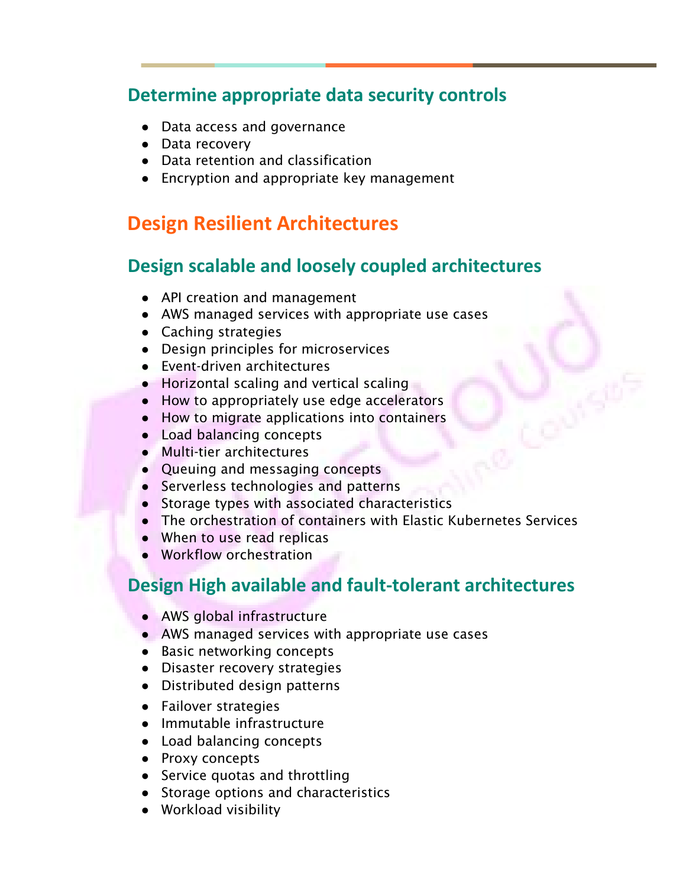### Determine appropriate data security controls

- Data access and governance
- Data recovery
- Data retention and classification
- Encryption and appropriate key management

## Design Resilient Architectures

### Design scalable and loosely coupled architectures

- API creation and management
- AWS managed services with appropriate use cases
- Caching strategies
- Design principles for microservices
- Event-driven architectures
- Horizontal scaling and vertical scaling
- How to appropriately use edge accelerators
- How to migrate applications into containers
- Load balancing concepts
- Multi-tier architectures
- Queuing and messaging concepts
- Serverless technologies and patterns
- Storage types with associated characteristics
- The orchestration of containers with Elastic Kubernetes Services
- When to use read replicas
- Workflow orchestration

### Design High available and fault-tolerant architectures

- AWS global infrastructure
- AWS managed services with appropriate use cases
- Basic networking concepts
- Disaster recovery strategies
- Distributed design patterns
- Failover strategies
- Immutable infrastructure
- Load balancing concepts
- Proxy concepts
- Service quotas and throttling
- Storage options and characteristics
- Workload visibility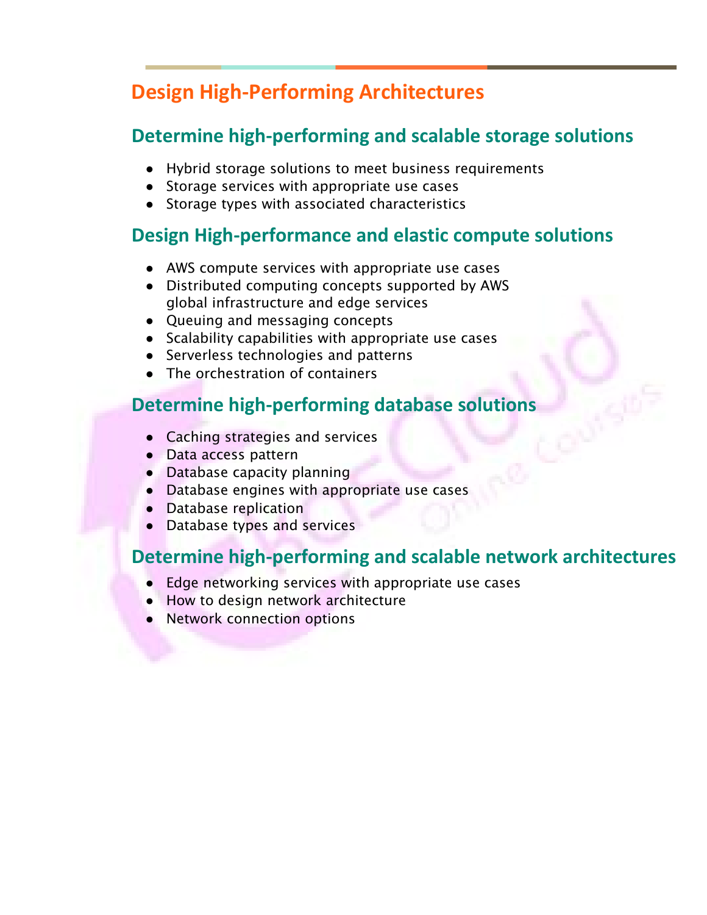# Design High-Performing Architectures

## Determine high-performing and scalable storage solutions

- Hybrid storage solutions to meet business requirements
- Storage services with appropriate use cases
- Storage types with associated characteristics

## Design High-performance and elastic compute solutions

- AWS compute services with appropriate use cases
- Distributed computing concepts supported by AWS global infrastructure and edge services
- Queuing and messaging concepts
- Scalability capabilities with appropriate use cases
- Serverless technologies and patterns
- The orchestration of containers

## Determine high-performing database solutions

- Caching strategies and services
- Data access pattern
- Database capacity planning
- Database engines with appropriate use cases
- Database replication
- Database types and services

## Determine high-performing and scalable network architectures

- Edge networking services with appropriate use cases
- How to design network architecture
- Network connection options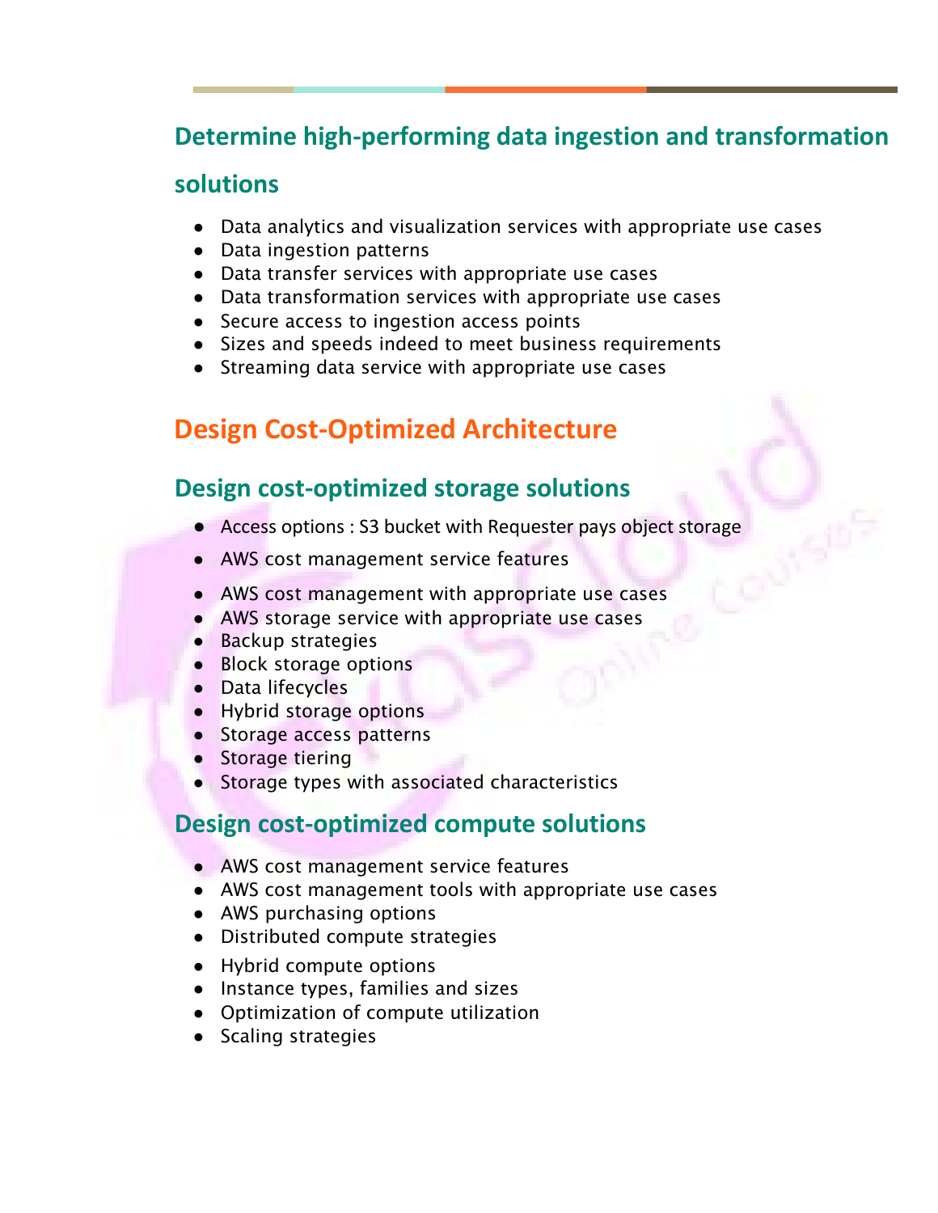### Determine high-performing data ingestion and transformation solutions

- Data analytics and visualization services with appropriate use cases
- Data ingestion patterns
- Data transfer services with appropriate use cases
- Data transformation services with appropriate use cases
- Secure access to ingestion access points
- Sizes and speeds indeed to meet business requirements
- Streaming data service with appropriate use cases

## Design Cost-Optimized Architecture

### Design cost-optimized storage solutions

- Access options : S3 bucket with Requester pays object storage
- AWS cost management service features
- AWS cost management with appropriate use cases
- AWS storage service with appropriate use cases
- Backup strategies
- Block storage options
- Data lifecycles
- Hybrid storage options
- Storage access patterns
- Storage tiering
- Storage types with associated characteristics

### Design cost-optimized compute solutions

- AWS cost management service features
- AWS cost management tools with appropriate use cases
- AWS purchasing options
- Distributed compute strategies
- Hybrid compute options
- Instance types, families and sizes
- Optimization of compute utilization
- Scaling strategies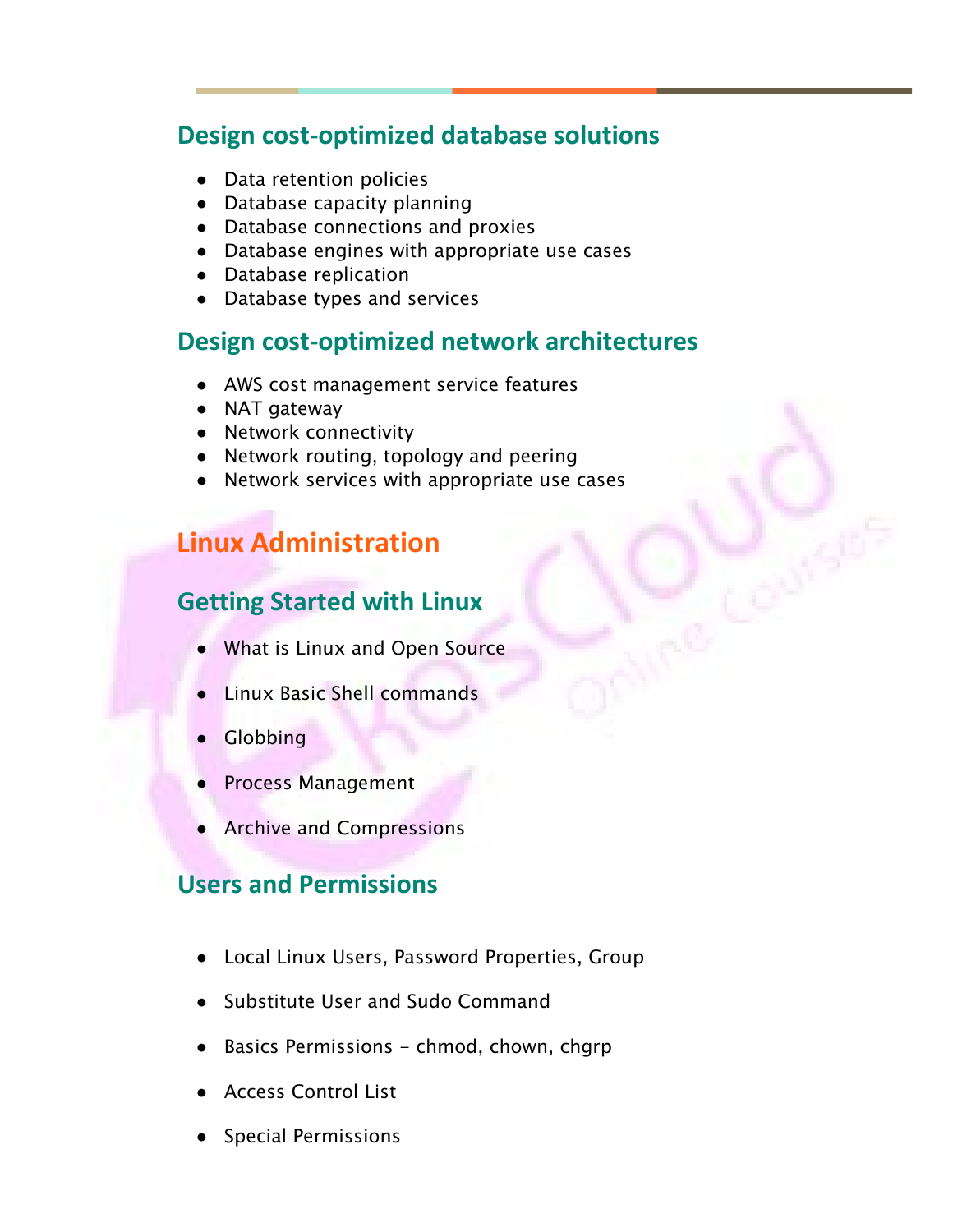### Design cost-optimized database solutions

- Data retention policies
- Database capacity planning
- Database connections and proxies
- Database engines with appropriate use cases
- Database replication
- Database types and services

### Design cost-optimized network architectures

- AWS cost management service features
- NAT gateway
- Network connectivity
- Network routing, topology and peering
- Network services with appropriate use cases

## Linux Administration

### Getting Started with Linux

- What is Linux and Open Source
- Linux Basic Shell commands
- Globbing
- Process Management
- Archive and Compressions

### Users and Permissions

- Local Linux Users, Password Properties, Group
- Substitute User and Sudo Command
- Basics Permissions - chmod, chown, chgrp
- Access Control List
- Special Permissions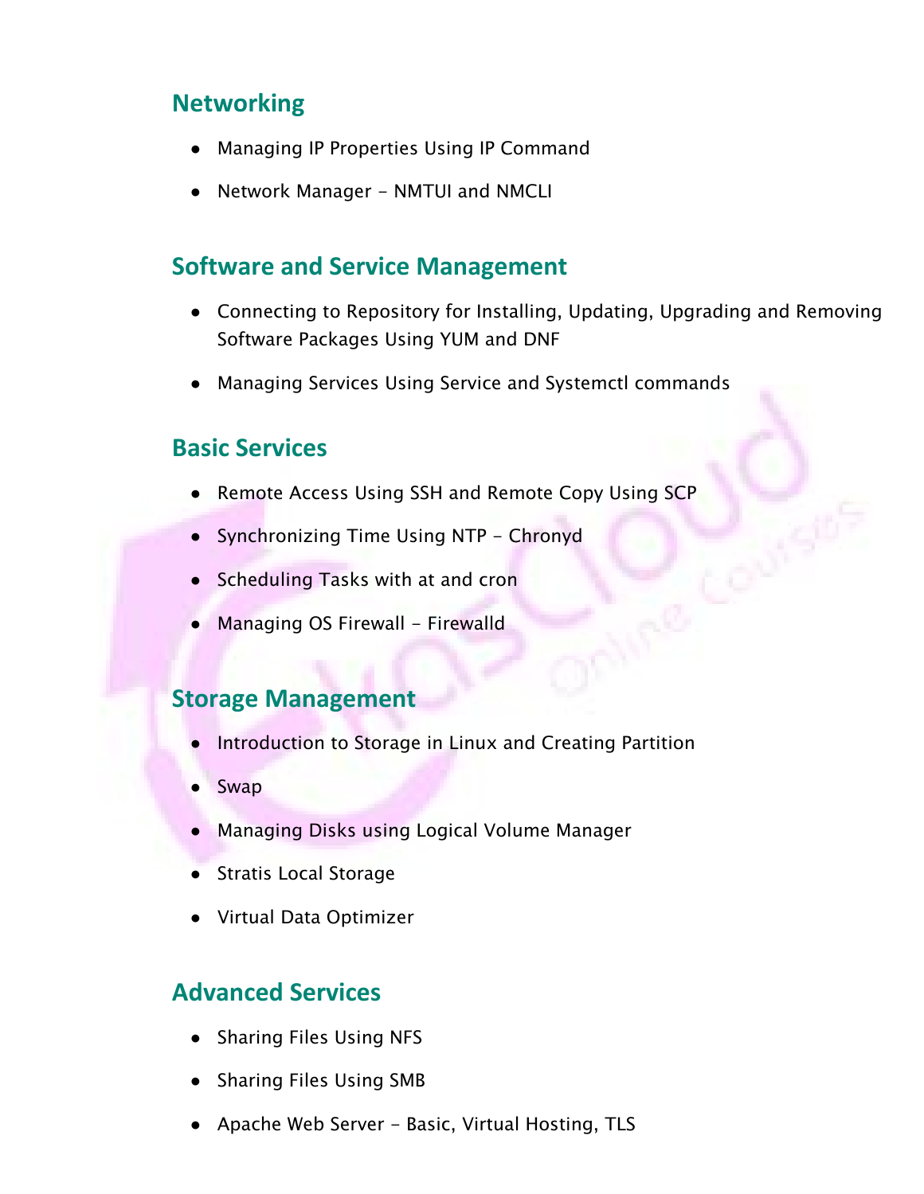## Networking

- Managing IP Properties Using IP Command
- Network Manager - NMTUI and NMCLI

## Software and Service Management

- Connecting to Repository for Installing, Updating, Upgrading and Removing Software Packages Using YUM and DNF
- Managing Services Using Service and Systemctl commands

## Basic Services

- Remote Access Using SSH and Remote Copy Using SCP
- Synchronizing Time Using NTP - Chronyd
- Scheduling Tasks with at and cron
- Managing OS Firewall - Firewalld

## Storage Management

- Introduction to Storage in Linux and Creating Partition
- Swap
- Managing Disks using Logical Volume Manager
- Stratis Local Storage
- Virtual Data Optimizer

## Advanced Services

- Sharing Files Using NFS
- Sharing Files Using SMB
- Apache Web Server - Basic, Virtual Hosting, TLS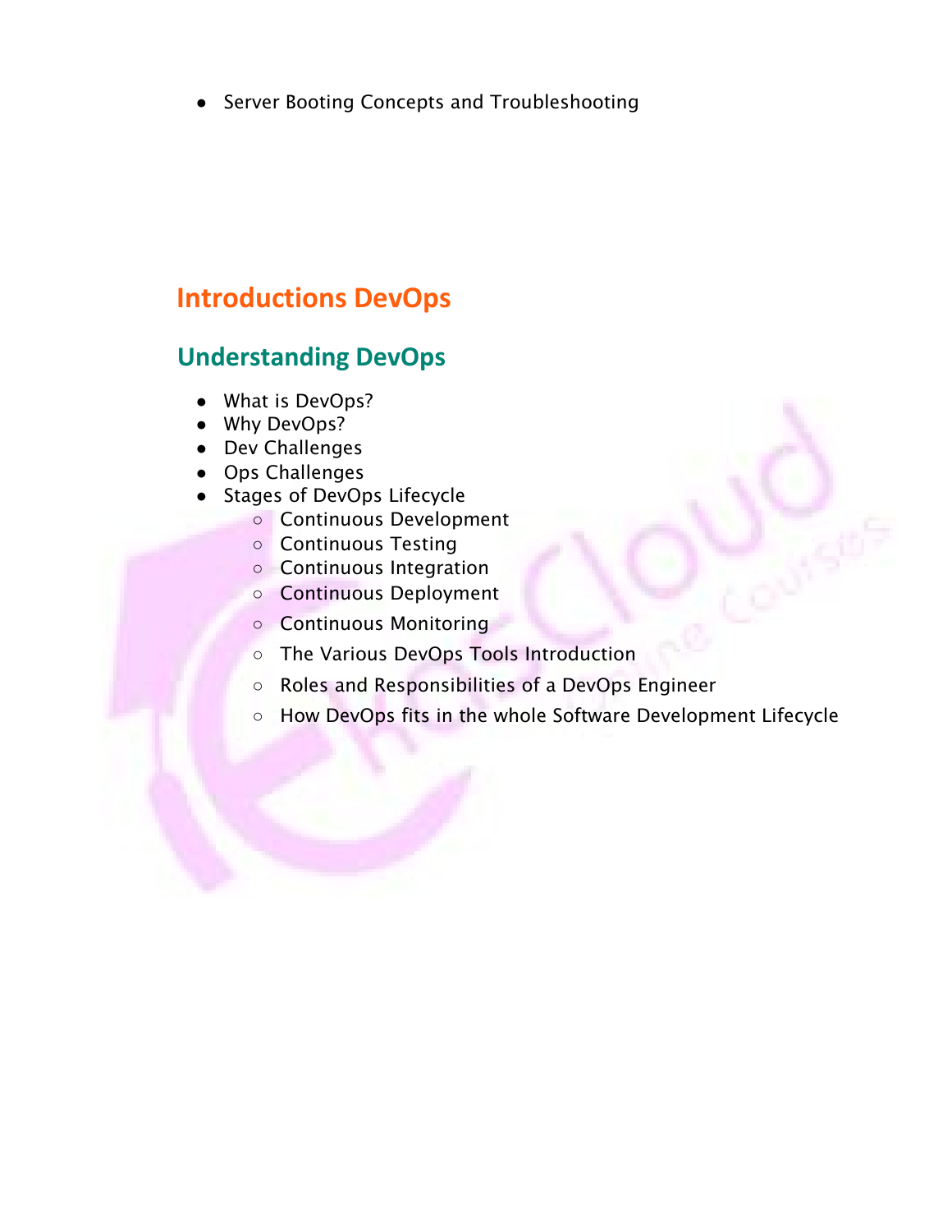- Server Booting Concepts and Troubleshooting

# Introductions DevOps

## Understanding DevOps

- What is DevOps?
- Why DevOps?
- Dev Challenges
- Ops Challenges
- Stages of DevOps Lifecycle
  - Continuous Development
  - Continuous Testing
  - Continuous Integration
  - Continuous Deployment
  - Continuous Monitoring
  - The Various DevOps Tools Introduction
  - Roles and Responsibilities of a DevOps Engineer
  - How DevOps fits in the whole Software Development Lifecycle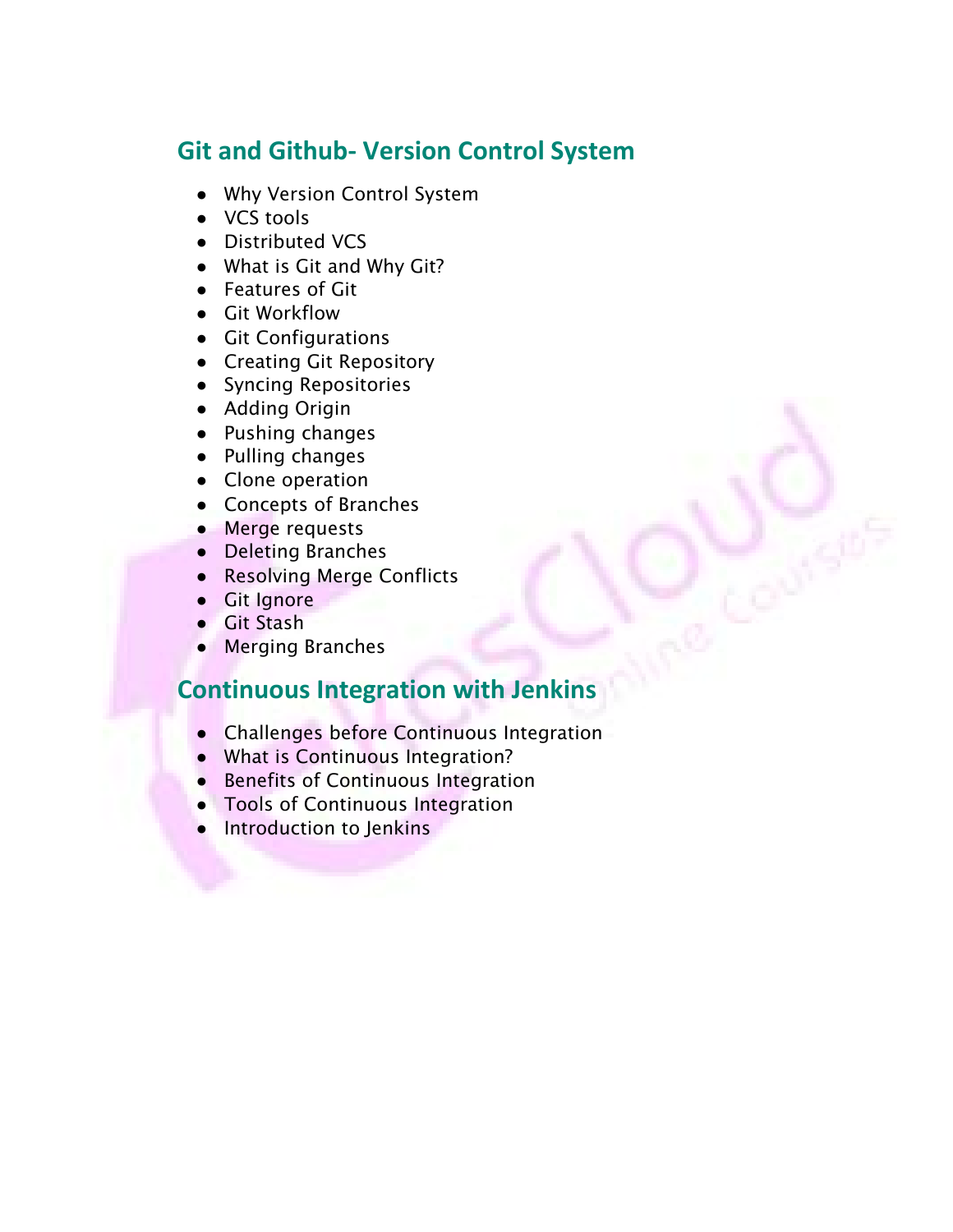## Git and Github- Version Control System

- Why Version Control System
- VCS tools
- Distributed VCS
- What is Git and Why Git?
- Features of Git
- Git Workflow
- Git Configurations
- Creating Git Repository
- Syncing Repositories
- Adding Origin
- Pushing changes
- Pulling changes
- Clone operation
- Concepts of Branches
- Merge requests
- Deleting Branches
- Resolving Merge Conflicts
- Git Ignore
- Git Stash
- Merging Branches

## Continuous Integration with Jenkins

- Challenges before Continuous Integration
- What is Continuous Integration?
- Benefits of Continuous Integration
- Tools of Continuous Integration
- Introduction to Jenkins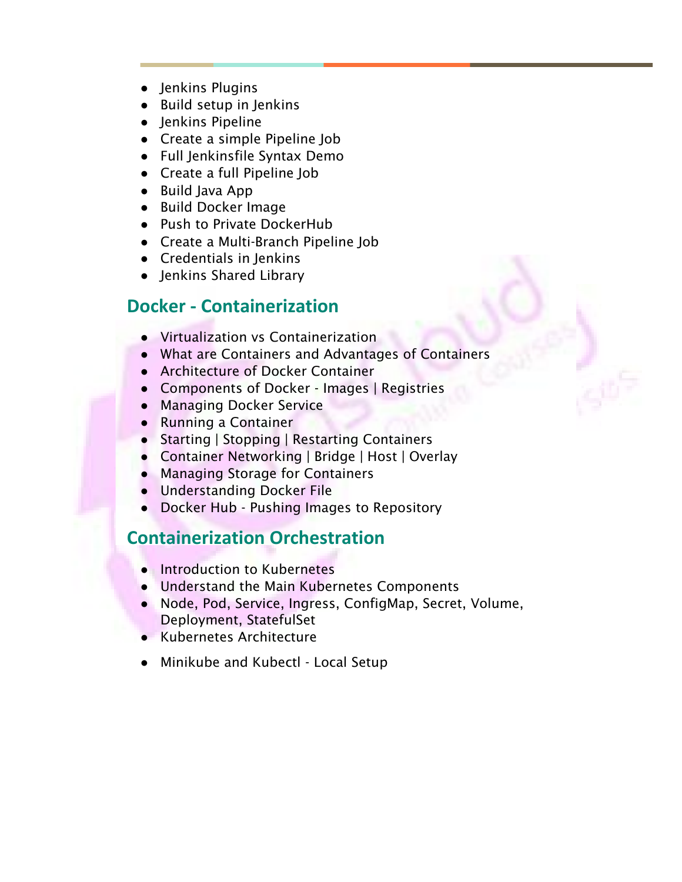- Jenkins Plugins
- Build setup in Jenkins
- Jenkins Pipeline
- Create a simple Pipeline Job
- Full Jenkinsfile Syntax Demo
- Create a full Pipeline Job
- Build Java App
- Build Docker Image
- Push to Private DockerHub
- Create a Multi-Branch Pipeline Job
- Credentials in Jenkins
- Jenkins Shared Library

## Docker - Containerization

- Virtualization vs Containerization
- What are Containers and Advantages of Containers
- Architecture of Docker Container
- Components of Docker - Images | Registries
- Managing Docker Service
- Running a Container
- Starting | Stopping | Restarting Containers
- Container Networking | Bridge | Host | Overlay
- Managing Storage for Containers
- Understanding Docker File
- Docker Hub - Pushing Images to Repository

## Containerization Orchestration

- Introduction to Kubernetes
- Understand the Main Kubernetes Components
- Node, Pod, Service, Ingress, ConfigMap, Secret, Volume, Deployment, StatefulSet
- Kubernetes Architecture
- Minikube and Kubectl - Local Setup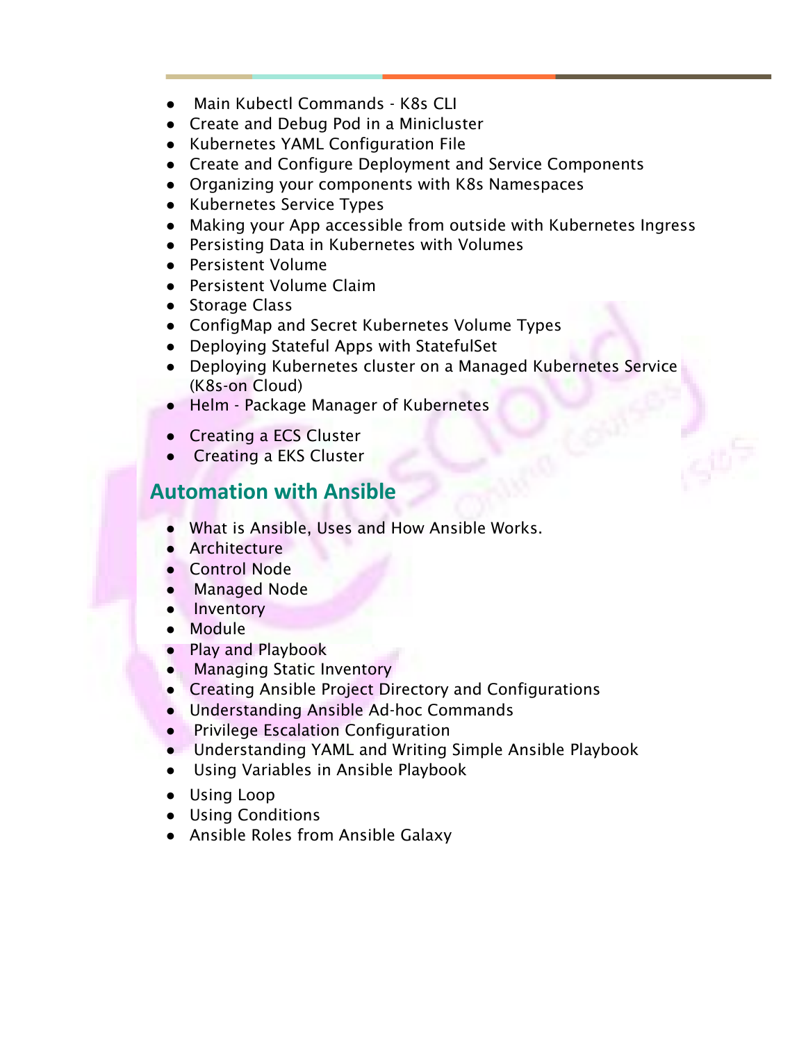- Main Kubectl Commands - K8s CLI
- Create and Debug Pod in a Minicluster
- Kubernetes YAML Configuration File
- Create and Configure Deployment and Service Components
- Organizing your components with K8s Namespaces
- Kubernetes Service Types
- Making your App accessible from outside with Kubernetes Ingress
- Persisting Data in Kubernetes with Volumes
- Persistent Volume
- Persistent Volume Claim
- Storage Class
- ConfigMap and Secret Kubernetes Volume Types
- Deploying Stateful Apps with StatefulSet
- Deploying Kubernetes cluster on a Managed Kubernetes Service (K8s-on Cloud)
- Helm - Package Manager of Kubernetes
- Creating a ECS Cluster
- Creating a EKS Cluster

## Automation with Ansible

- What is Ansible, Uses and How Ansible Works.
- Architecture
- Control Node
- Managed Node
- Inventory
- Module
- Play and Playbook
- Managing Static Inventory
- Creating Ansible Project Directory and Configurations
- Understanding Ansible Ad-hoc Commands
- Privilege Escalation Configuration
- Understanding YAML and Writing Simple Ansible Playbook
- Using Variables in Ansible Playbook
- Using Loop
- Using Conditions
- Ansible Roles from Ansible Galaxy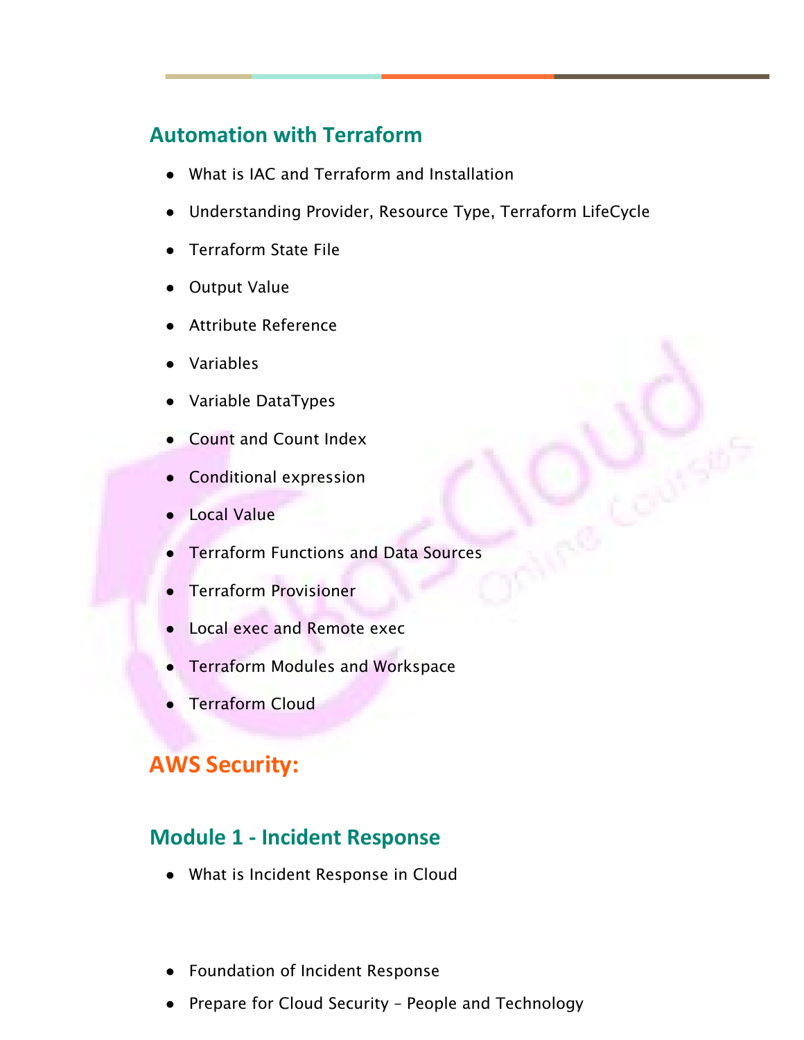## Automation with Terraform

- What is IAC and Terraform and Installation
- Understanding Provider, Resource Type, Terraform LifeCycle
- Terraform State File
- Output Value
- Attribute Reference
- Variables
- Variable DataTypes
- Count and Count Index
- Conditional expression
- Local Value
- Terraform Functions and Data Sources
- Terraform Provisioner
- Local exec and Remote exec
- Terraform Modules and Workspace
- Terraform Cloud

# AWS Security:

## Module 1 - Incident Response

- What is Incident Response in Cloud
- Foundation of Incident Response
- Prepare for Cloud Security – People and Technology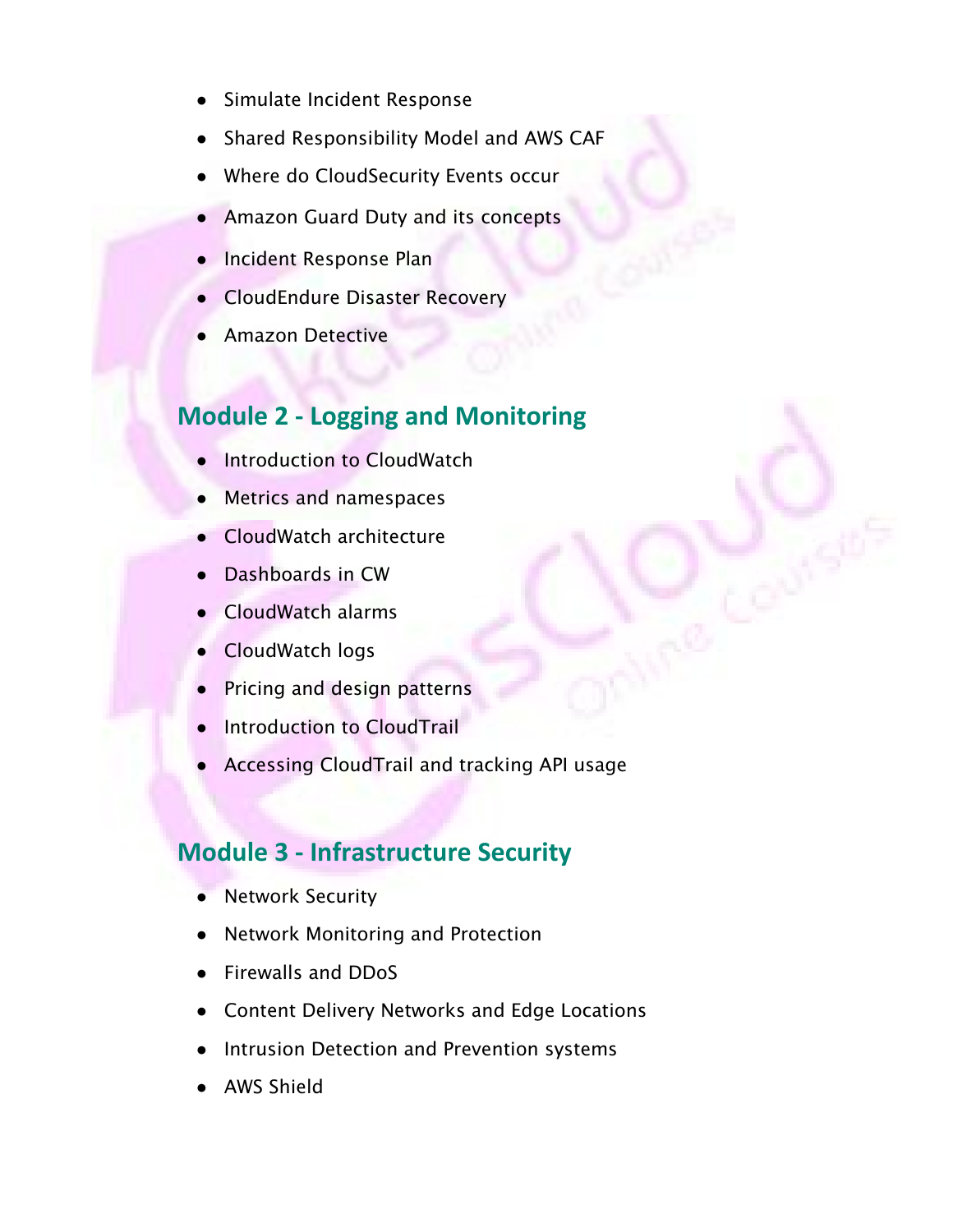- Simulate Incident Response
- Shared Responsibility Model and AWS CAF
- Where do CloudSecurity Events occur
- Amazon Guard Duty and its concepts
- Incident Response Plan
- CloudEndure Disaster Recovery
- Amazon Detective

## Module 2 - Logging and Monitoring

- Introduction to CloudWatch
- Metrics and namespaces
- CloudWatch architecture
- Dashboards in CW
- CloudWatch alarms
- CloudWatch logs
- Pricing and design patterns
- Introduction to CloudTrail
- Accessing CloudTrail and tracking API usage

## Module 3 - Infrastructure Security

- Network Security
- Network Monitoring and Protection
- Firewalls and DDoS
- Content Delivery Networks and Edge Locations
- Intrusion Detection and Prevention systems
- AWS Shield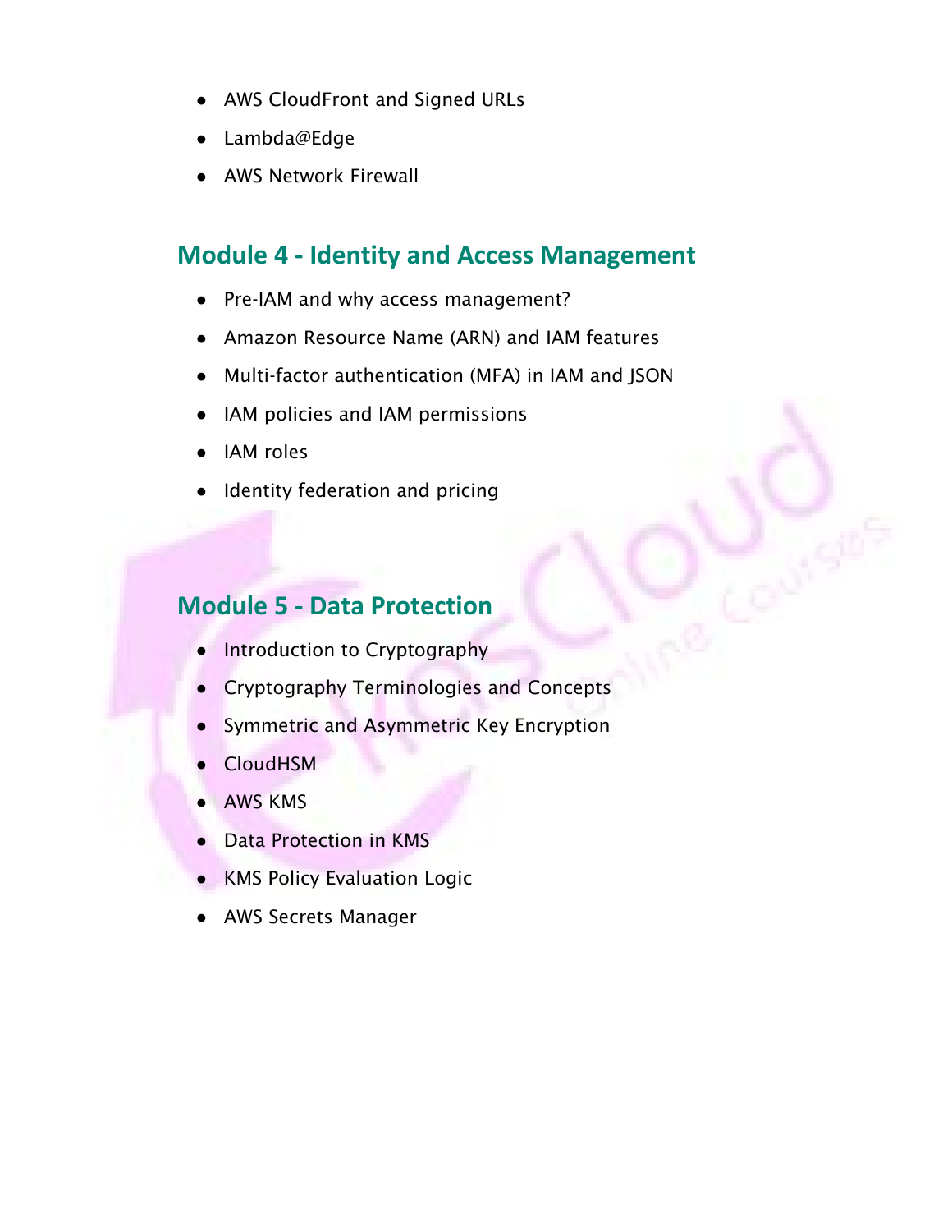- AWS CloudFront and Signed URLs
- Lambda@Edge
- AWS Network Firewall

## Module 4 - Identity and Access Management

- Pre-IAM and why access management?
- Amazon Resource Name (ARN) and IAM features
- Multi-factor authentication (MFA) in IAM and JSON
- IAM policies and IAM permissions
- IAM roles
- Identity federation and pricing

## Module 5 - Data Protection

- Introduction to Cryptography
- Cryptography Terminologies and Concepts
- Symmetric and Asymmetric Key Encryption
- CloudHSM
- AWS KMS
- Data Protection in KMS
- KMS Policy Evaluation Logic
- AWS Secrets Manager